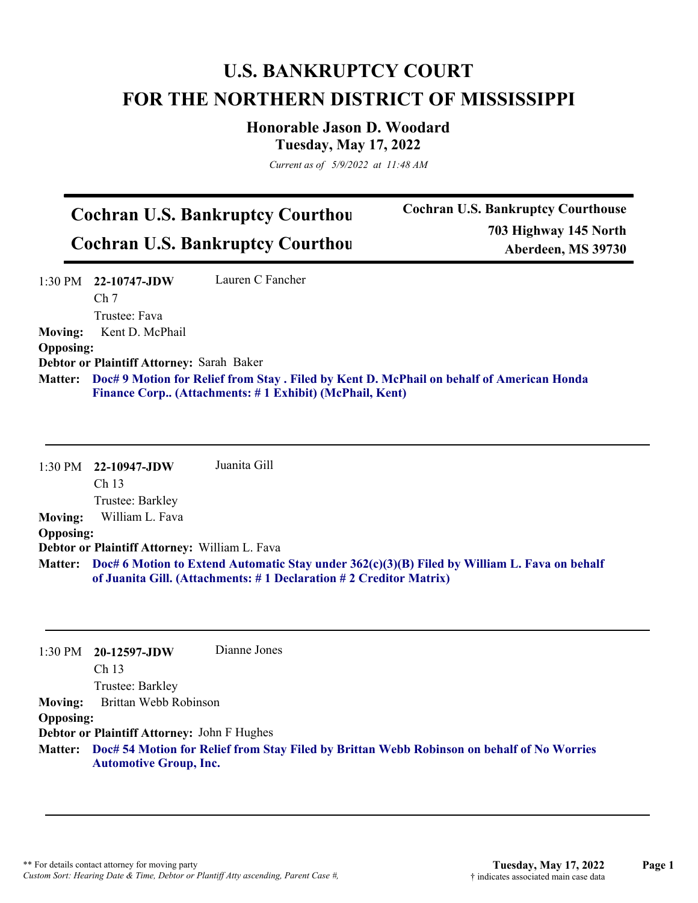# U.S. BANKRUPTCY COURT
# FOR THE NORTHERN DISTRICT OF MISSISSIPPI

## Honorable Jason D. Woodard
### Tuesday, May 17, 2022

*Current as of 5/9/2022 at 11:48 AM*

---

**Cochran U.S. Bankruptcy Courthou**
**Cochran U.S. Bankruptcy Courthou**

**Cochran U.S. Bankruptcy Courthouse**
**703 Highway 145 North**
**Aberdeen, MS 39730**

---

1:30 PM **22-10747-JDW** Lauren C Fancher
Ch 7
Trustee: Fava

**Moving:** Kent D. McPhail
**Opposing:**
**Debtor or Plaintiff Attorney:** Sarah Baker
**Matter:** **Doc# 9 Motion for Relief from Stay . Filed by Kent D. McPhail on behalf of American Honda Finance Corp.. (Attachments: # 1 Exhibit) (McPhail, Kent)**

---

1:30 PM **22-10947-JDW** Juanita Gill
Ch 13
Trustee: Barkley

**Moving:** William L. Fava
**Opposing:**
**Debtor or Plaintiff Attorney:** William L. Fava
**Matter:** **Doc# 6 Motion to Extend Automatic Stay under 362(c)(3)(B) Filed by William L. Fava on behalf of Juanita Gill. (Attachments: # 1 Declaration # 2 Creditor Matrix)**

---

1:30 PM **20-12597-JDW** Dianne Jones
Ch 13
Trustee: Barkley

**Moving:** Brittan Webb Robinson
**Opposing:**
**Debtor or Plaintiff Attorney:** John F Hughes
**Matter:** **Doc# 54 Motion for Relief from Stay Filed by Brittan Webb Robinson on behalf of No Worries Automotive Group, Inc.**

---

** For details contact attorney for moving party
*Custom Sort: Hearing Date & Time, Debtor or Plantiff Atty ascending, Parent Case #,*

† indicates associated main case data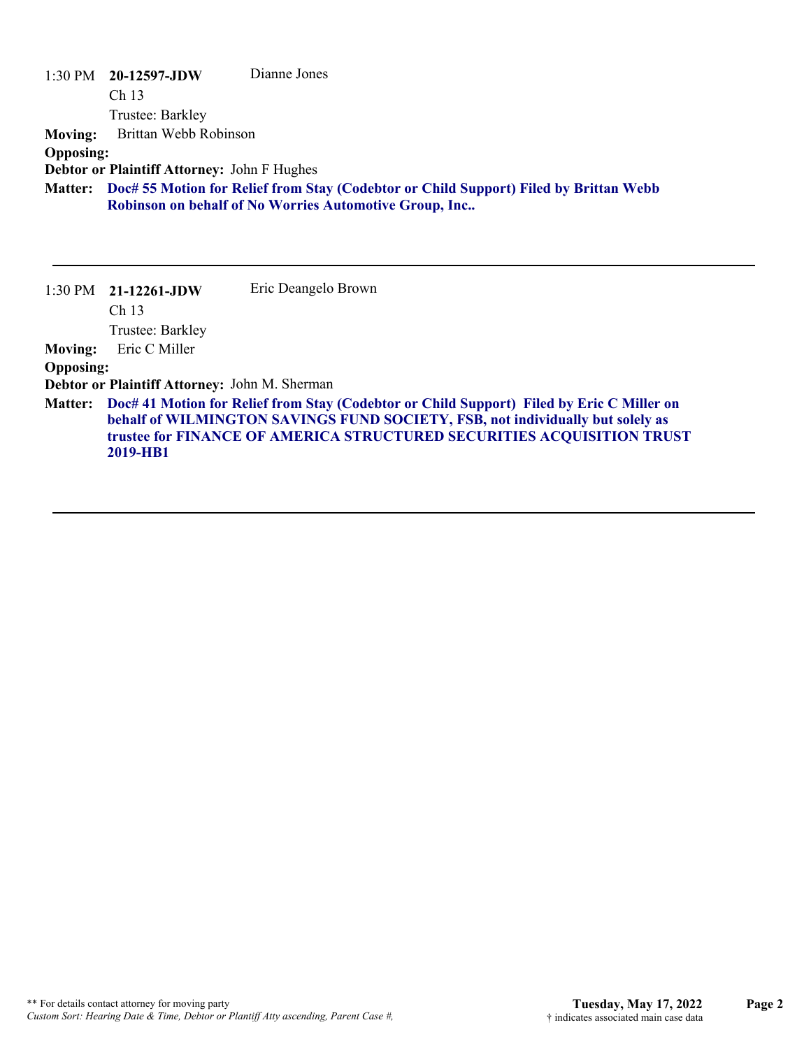1:30 PM **20-12597-JDW** Dianne Jones

Ch 13

Trustee: Barkley

**Moving:** Brittan Webb Robinson

**Opposing:**

**Debtor or Plaintiff Attorney:** John F Hughes

**Matter:** **Doc# 55 Motion for Relief from Stay (Codebtor or Child Support) Filed by Brittan Webb Robinson on behalf of No Worries Automotive Group, Inc..**

---

1:30 PM **21-12261-JDW** Eric Deangelo Brown

Ch 13

Trustee: Barkley

**Moving:** Eric C Miller

**Opposing:**

**Debtor or Plaintiff Attorney:** John M. Sherman

**Matter:** **Doc# 41 Motion for Relief from Stay (Codebtor or Child Support) Filed by Eric C Miller on behalf of WILMINGTON SAVINGS FUND SOCIETY, FSB, not individually but solely as trustee for FINANCE OF AMERICA STRUCTURED SECURITIES ACQUISITION TRUST 2019-HB1**

---

** For details contact attorney for moving party

*Custom Sort: Hearing Date & Time, Debtor or Plantiff Atty ascending, Parent Case #,*

**Tuesday, May 17, 2022**

† indicates associated main case data